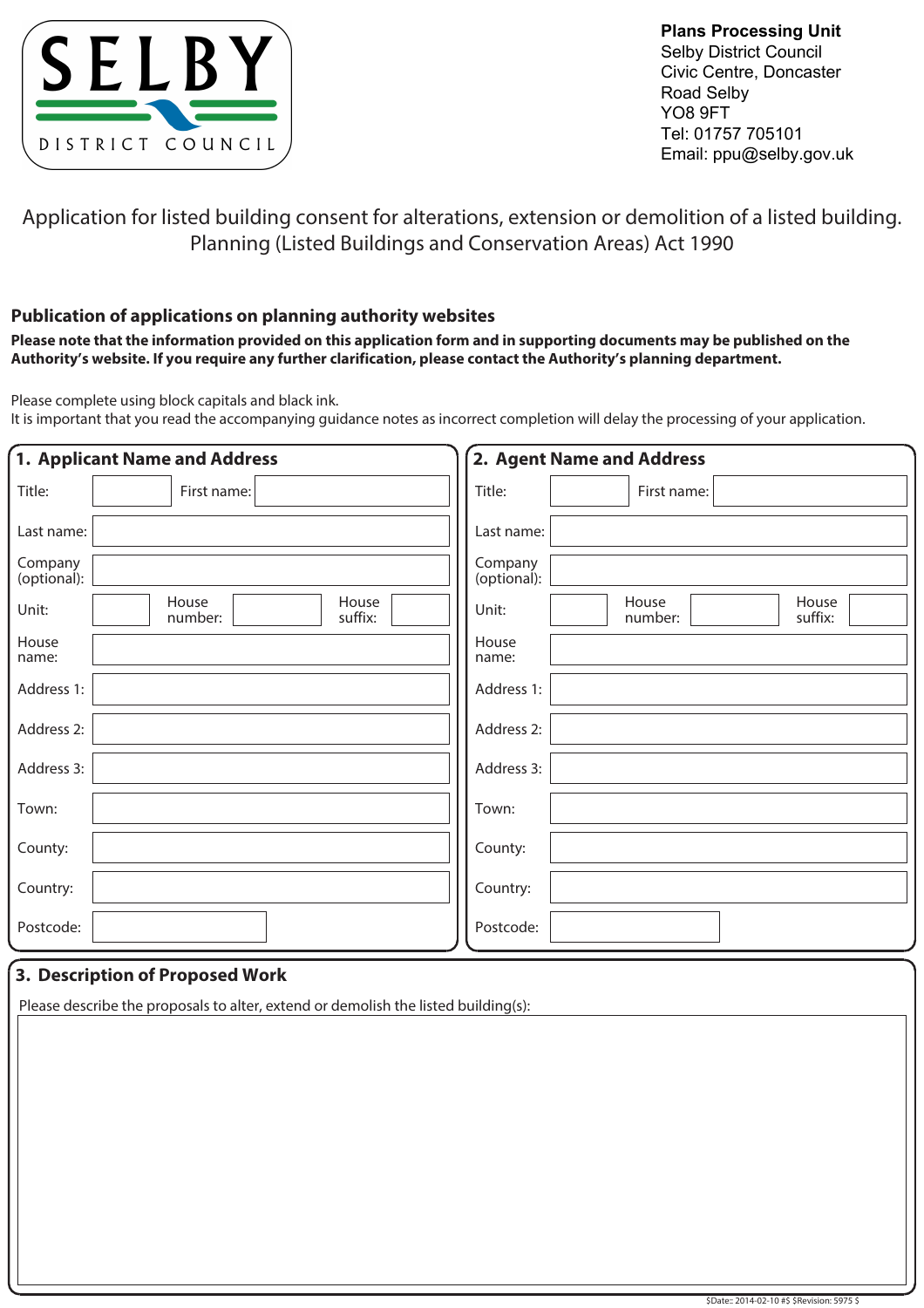SELBY
DISTRICT COUNCIL

**Plans Processing Unit**
Selby District Council
Civic Centre, Doncaster
Road Selby
YO8 9FT
Tel: 01757 705101
Email: ppu@selby.gov.uk

# Application for listed building consent for alterations, extension or demolition of a listed building. Planning (Listed Buildings and Conservation Areas) Act 1990

## Publication of applications on planning authority websites

**Please note that the information provided on this application form and in supporting documents may be published on the Authority's website. If you require any further clarification, please contact the Authority's planning department.**

Please complete using block capitals and black ink.
It is important that you read the accompanying guidance notes as incorrect completion will delay the processing of your application.

## 1. Applicant Name and Address

| | | | | | |
|---|---|---|---|---|---|
| Title: | | First name: | | | |
| Last name: | | | | | |
| Company (optional): | | | | | |
| Unit: | | House number: | | House suffix: | |
| House name: | | | | | |
| Address 1: | | | | | |
| Address 2: | | | | | |
| Address 3: | | | | | |
| Town: | | | | | |
| County: | | | | | |
| Country: | | | | | |
| Postcode: | | | | | |

## 2. Agent Name and Address

| | | | | | |
|---|---|---|---|---|---|
| Title: | | First name: | | | |
| Last name: | | | | | |
| Company (optional): | | | | | |
| Unit: | | House number: | | House suffix: | |
| House name: | | | | | |
| Address 1: | | | | | |
| Address 2: | | | | | |
| Address 3: | | | | | |
| Town: | | | | | |
| County: | | | | | |
| Country: | | | | | |
| Postcode: | | | | | |

## 3. Description of Proposed Work

Please describe the proposals to alter, extend or demolish the listed building(s):

$Date:: 2014-02-10 #$ $Revision: 5975 $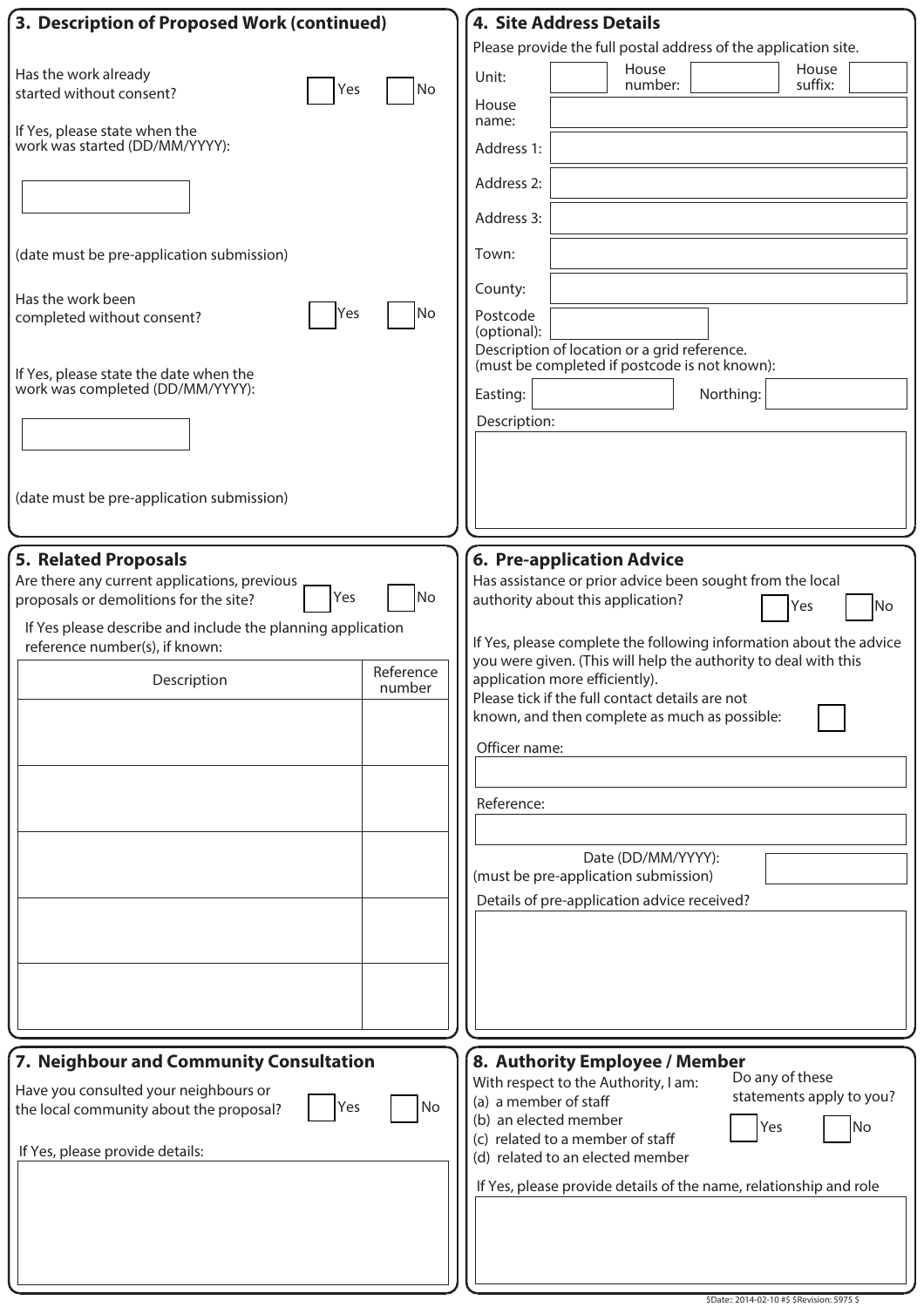## 3. Description of Proposed Work (continued)

Has the work already started without consent? ☐ Yes ☐ No

If Yes, please state when the work was started (DD/MM/YYYY):

(date must be pre-application submission)

Has the work been completed without consent? ☐ Yes ☐ No

If Yes, please state the date when the work was completed (DD/MM/YYYY):

(date must be pre-application submission)

## 4. Site Address Details

Please provide the full postal address of the application site.

Unit: | House number: | House suffix:

House name:

Address 1:

Address 2:

Address 3:

Town:

County:

Postcode (optional):

Description of location or a grid reference.
(must be completed if postcode is not known):

Easting: | Northing:

Description:

## 5. Related Proposals

Are there any current applications, previous proposals or demolitions for the site? ☐ Yes ☐ No

If Yes please describe and include the planning application reference number(s), if known:

| Description | Reference number |
|---|---|
| | |
| | |
| | |
| | |
| | |

## 6. Pre-application Advice

Has assistance or prior advice been sought from the local authority about this application? ☐ Yes ☐ No

If Yes, please complete the following information about the advice you were given. (This will help the authority to deal with this application more efficiently).

Please tick if the full contact details are not known, and then complete as much as possible: ☐

Officer name:

Reference:

Date (DD/MM/YYYY):
(must be pre-application submission)

Details of pre-application advice received?

## 7. Neighbour and Community Consultation

Have you consulted your neighbours or the local community about the proposal? ☐ Yes ☐ No

If Yes, please provide details:

## 8. Authority Employee / Member

With respect to the Authority, I am:
(a) a member of staff
(b) an elected member
(c) related to a member of staff
(d) related to an elected member

Do any of these statements apply to you? ☐ Yes ☐ No

If Yes, please provide details of the name, relationship and role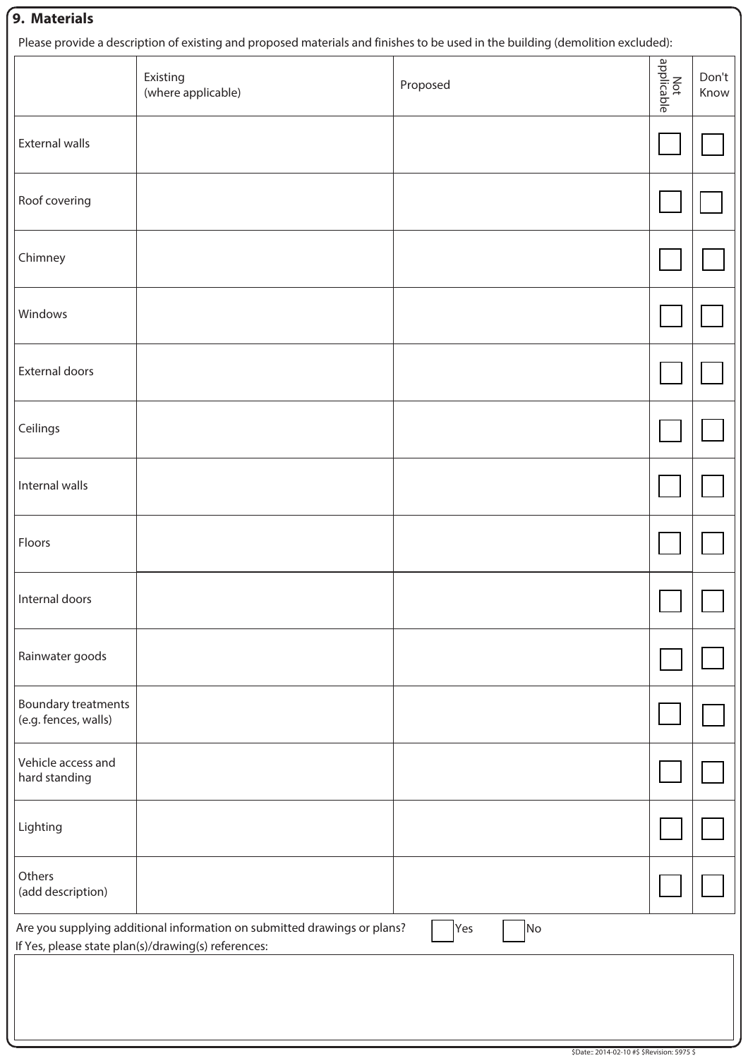## 9. Materials

Please provide a description of existing and proposed materials and finishes to be used in the building (demolition excluded):

| | Existing (where applicable) | Proposed | Not applicable | Don't Know |
|---|---|---|---|---|
| External walls | | | ☐ | ☐ |
| Roof covering | | | ☐ | ☐ |
| Chimney | | | ☐ | ☐ |
| Windows | | | ☐ | ☐ |
| External doors | | | ☐ | ☐ |
| Ceilings | | | ☐ | ☐ |
| Internal walls | | | ☐ | ☐ |
| Floors | | | ☐ | ☐ |
| Internal doors | | | ☐ | ☐ |
| Rainwater goods | | | ☐ | ☐ |
| Boundary treatments (e.g. fences, walls) | | | ☐ | ☐ |
| Vehicle access and hard standing | | | ☐ | ☐ |
| Lighting | | | ☐ | ☐ |
| Others (add description) | | | ☐ | ☐ |

Are you supplying additional information on submitted drawings or plans? ☐ Yes ☐ No

If Yes, please state plan(s)/drawing(s) references: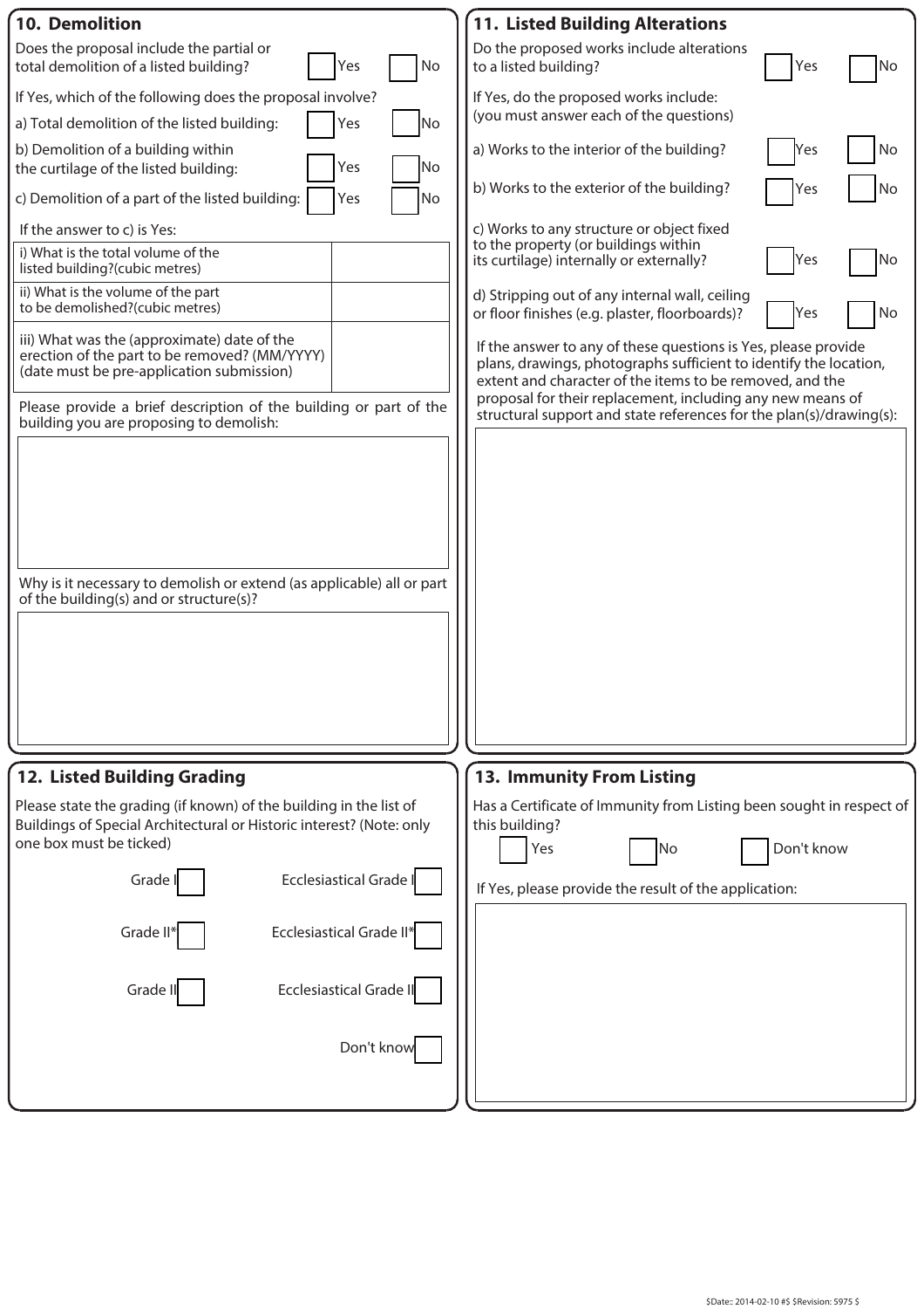## 10. Demolition

Does the proposal include the partial or total demolition of a listed building? ☐ Yes ☐ No

If Yes, which of the following does the proposal involve?

a) Total demolition of the listed building: ☐ Yes ☐ No

b) Demolition of a building within the curtilage of the listed building: ☐ Yes ☐ No

c) Demolition of a part of the listed building: ☐ Yes ☐ No

If the answer to c) is Yes:

| | |
|---|---|
| i) What is the total volume of the listed building?(cubic metres) | |
| ii) What is the volume of the part to be demolished?(cubic metres) | |
| iii) What was the (approximate) date of the erection of the part to be removed? (MM/YYYY) (date must be pre-application submission) | |

Please provide a brief description of the building or part of the building you are proposing to demolish:

Why is it necessary to demolish or extend (as applicable) all or part of the building(s) and or structure(s)?

## 11. Listed Building Alterations

Do the proposed works include alterations to a listed building? ☐ Yes ☐ No

If Yes, do the proposed works include: (you must answer each of the questions)

a) Works to the interior of the building? ☐ Yes ☐ No

b) Works to the exterior of the building? ☐ Yes ☐ No

c) Works to any structure or object fixed to the property (or buildings within its curtilage) internally or externally? ☐ Yes ☐ No

d) Stripping out of any internal wall, ceiling or floor finishes (e.g. plaster, floorboards)? ☐ Yes ☐ No

If the answer to any of these questions is Yes, please provide plans, drawings, photographs sufficient to identify the location, extent and character of the items to be removed, and the proposal for their replacement, including any new means of structural support and state references for the plan(s)/drawing(s):

## 12. Listed Building Grading

Please state the grading (if known) of the building in the list of Buildings of Special Architectural or Historic interest? (Note: only one box must be ticked)

Grade I ☐ Ecclesiastical Grade I ☐

Grade II* ☐ Ecclesiastical Grade II* ☐

Grade II ☐ Ecclesiastical Grade II ☐

Don't know ☐

## 13. Immunity From Listing

Has a Certificate of Immunity from Listing been sought in respect of this building?

☐ Yes ☐ No ☐ Don't know

If Yes, please provide the result of the application: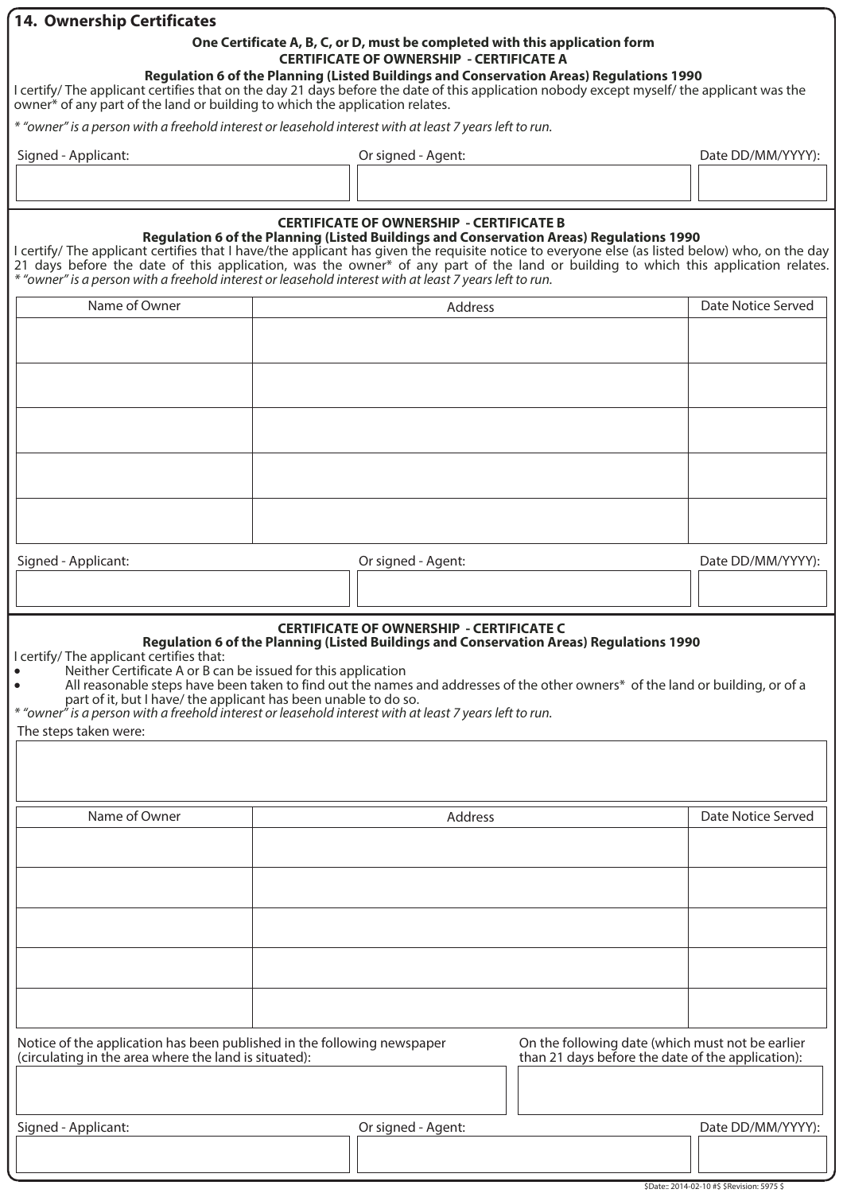## 14. Ownership Certificates

**One Certificate A, B, C, or D, must be completed with this application form**

### CERTIFICATE OF OWNERSHIP - CERTIFICATE A

**Regulation 6 of the Planning (Listed Buildings and Conservation Areas) Regulations 1990**

I certify/ The applicant certifies that on the day 21 days before the date of this application nobody except myself/ the applicant was the owner* of any part of the land or building to which the application relates.

*\* "owner" is a person with a freehold interest or leasehold interest with at least 7 years left to run.*

| Signed - Applicant: | Or signed - Agent: | Date DD/MM/YYYY): |
|---|---|---|
| | | |

### CERTIFICATE OF OWNERSHIP - CERTIFICATE B

**Regulation 6 of the Planning (Listed Buildings and Conservation Areas) Regulations 1990**

I certify/ The applicant certifies that I have/the applicant has given the requisite notice to everyone else (as listed below) who, on the day 21 days before the date of this application, was the owner* of any part of the land or building to which this application relates.

*\* "owner" is a person with a freehold interest or leasehold interest with at least 7 years left to run.*

| Name of Owner | Address | Date Notice Served |
|---|---|---|
| | | |
| | | |
| | | |
| | | |
| | | |

| Signed - Applicant: | Or signed - Agent: | Date DD/MM/YYYY): |
|---|---|---|
| | | |

### CERTIFICATE OF OWNERSHIP - CERTIFICATE C

**Regulation 6 of the Planning (Listed Buildings and Conservation Areas) Regulations 1990**

I certify/ The applicant certifies that:

- Neither Certificate A or B can be issued for this application
- All reasonable steps have been taken to find out the names and addresses of the other owners* of the land or building, or of a part of it, but I have/ the applicant has been unable to do so.

*\* "owner" is a person with a freehold interest or leasehold interest with at least 7 years left to run.*

The steps taken were:

| Name of Owner | Address | Date Notice Served |
|---|---|---|
| | | |
| | | |
| | | |
| | | |
| | | |

| Notice of the application has been published in the following newspaper (circulating in the area where the land is situated): | On the following date (which must not be earlier than 21 days before the date of the application): |
|---|---|
| | |

| Signed - Applicant: | Or signed - Agent: | Date DD/MM/YYYY): |
|---|---|---|
| | | |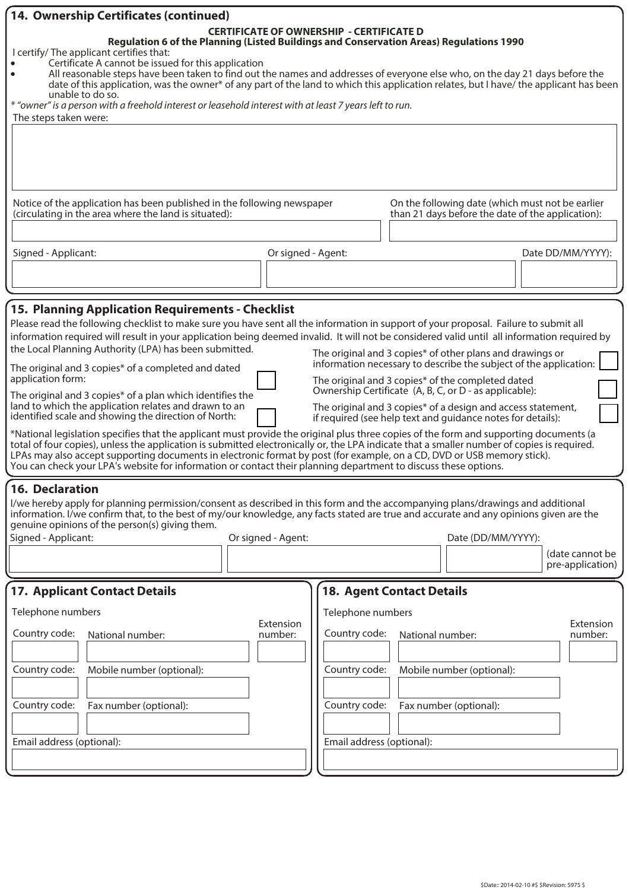## 14. Ownership Certificates (continued)

**CERTIFICATE OF OWNERSHIP - CERTIFICATE D**
**Regulation 6 of the Planning (Listed Buildings and Conservation Areas) Regulations 1990**

I certify/ The applicant certifies that:

- Certificate A cannot be issued for this application
- All reasonable steps have been taken to find out the names and addresses of everyone else who, on the day 21 days before the date of this application, was the owner* of any part of the land to which this application relates, but I have/ the applicant has been unable to do so.

*\* "owner" is a person with a freehold interest or leasehold interest with at least 7 years left to run.*

The steps taken were:

Notice of the application has been published in the following newspaper (circulating in the area where the land is situated):

On the following date (which must not be earlier than 21 days before the date of the application):

Signed - Applicant:

Or signed - Agent:

Date DD/MM/YYYY):

## 15. Planning Application Requirements - Checklist

Please read the following checklist to make sure you have sent all the information in support of your proposal. Failure to submit all information required will result in your application being deemed invalid. It will not be considered valid until all information required by the Local Planning Authority (LPA) has been submitted.

The original and 3 copies* of a completed and dated application form:

The original and 3 copies* of a plan which identifies the land to which the application relates and drawn to an identified scale and showing the direction of North:

The original and 3 copies* of other plans and drawings or information necessary to describe the subject of the application:

The original and 3 copies* of the completed dated Ownership Certificate (A, B, C, or D - as applicable):

The original and 3 copies* of a design and access statement, if required (see help text and guidance notes for details):

*National legislation specifies that the applicant must provide the original plus three copies of the form and supporting documents (a total of four copies), unless the application is submitted electronically or, the LPA indicate that a smaller number of copies is required. LPAs may also accept supporting documents in electronic format by post (for example, on a CD, DVD or USB memory stick). You can check your LPA's website for information or contact their planning department to discuss these options.

## 16. Declaration

I/we hereby apply for planning permission/consent as described in this form and the accompanying plans/drawings and additional information. I/we confirm that, to the best of my/our knowledge, any facts stated are true and accurate and any opinions given are the genuine opinions of the person(s) giving them.

Signed - Applicant:

Or signed - Agent:

Date (DD/MM/YYYY):

(date cannot be pre-application)

## 17. Applicant Contact Details

Telephone numbers

Country code: National number: Extension number:

Country code: Mobile number (optional):

Country code: Fax number (optional):

Email address (optional):

## 18. Agent Contact Details

Telephone numbers

Country code: National number: Extension number:

Country code: Mobile number (optional):

Country code: Fax number (optional):

Email address (optional):

$Date:: 2014-02-10 #$ $Revision: 5975 $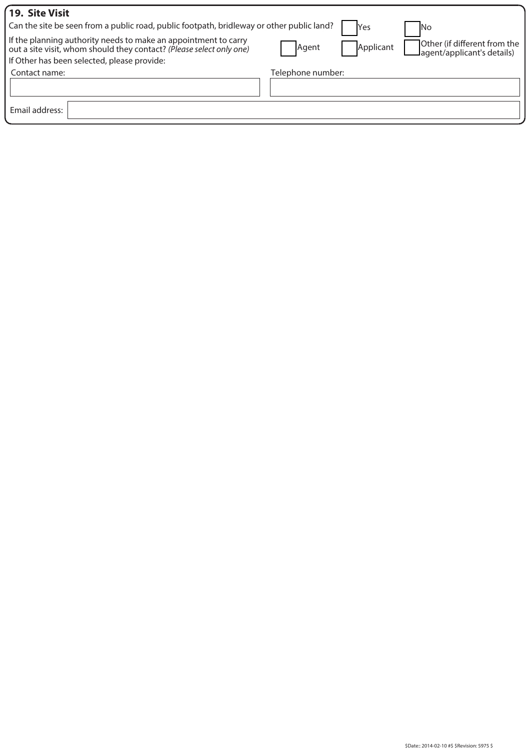## 19. Site Visit

Can the site be seen from a public road, public footpath, bridleway or other public land? ☐ Yes ☐ No

If the planning authority needs to make an appointment to carry out a site visit, whom should they contact? *(Please select only one)* ☐ Agent ☐ Applicant ☐ Other (if different from the agent/applicant's details)

If Other has been selected, please provide:

Contact name:

Telephone number:

Email address:

$Date:: 2014-02-10 #$ $Revision: 5975 $